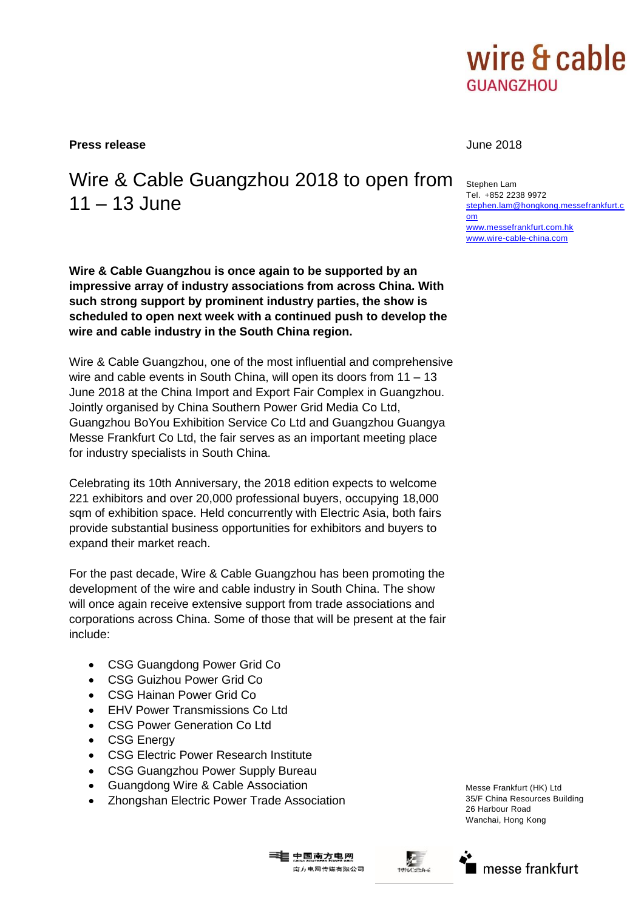wire & cable
GUANGZHOU

**Press release**

June 2018

# Wire & Cable Guangzhou 2018 to open from 11 – 13 June

Stephen Lam
Tel. +852 2238 9972
stephen.lam@hongkong.messefrankfurt.com
www.messefrankfurt.com.hk
www.wire-cable-china.com

**Wire & Cable Guangzhou is once again to be supported by an impressive array of industry associations from across China. With such strong support by prominent industry parties, the show is scheduled to open next week with a continued push to develop the wire and cable industry in the South China region.**

Wire & Cable Guangzhou, one of the most influential and comprehensive wire and cable events in South China, will open its doors from 11 – 13 June 2018 at the China Import and Export Fair Complex in Guangzhou. Jointly organised by China Southern Power Grid Media Co Ltd, Guangzhou BoYou Exhibition Service Co Ltd and Guangzhou Guangya Messe Frankfurt Co Ltd, the fair serves as an important meeting place for industry specialists in South China.

Celebrating its 10th Anniversary, the 2018 edition expects to welcome 221 exhibitors and over 20,000 professional buyers, occupying 18,000 sqm of exhibition space. Held concurrently with Electric Asia, both fairs provide substantial business opportunities for exhibitors and buyers to expand their market reach.

For the past decade, Wire & Cable Guangzhou has been promoting the development of the wire and cable industry in South China. The show will once again receive extensive support from trade associations and corporations across China. Some of those that will be present at the fair include:

- CSG Guangdong Power Grid Co
- CSG Guizhou Power Grid Co
- CSG Hainan Power Grid Co
- EHV Power Transmissions Co Ltd
- CSG Power Generation Co Ltd
- CSG Energy
- CSG Electric Power Research Institute
- CSG Guangzhou Power Supply Bureau
- Guangdong Wire & Cable Association
- Zhongshan Electric Power Trade Association

Messe Frankfurt (HK) Ltd
35/F China Resources Building
26 Harbour Road
Wanchai, Hong Kong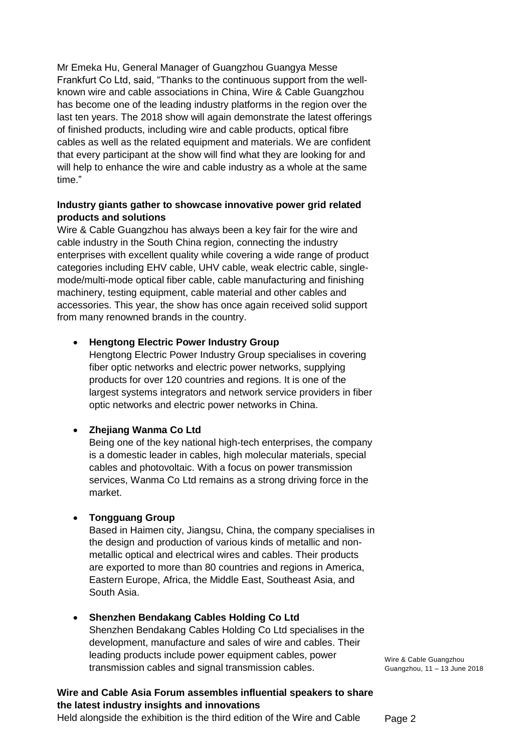Mr Emeka Hu, General Manager of Guangzhou Guangya Messe Frankfurt Co Ltd, said, "Thanks to the continuous support from the well-known wire and cable associations in China, Wire & Cable Guangzhou has become one of the leading industry platforms in the region over the last ten years. The 2018 show will again demonstrate the latest offerings of finished products, including wire and cable products, optical fibre cables as well as the related equipment and materials. We are confident that every participant at the show will find what they are looking for and will help to enhance the wire and cable industry as a whole at the same time."

**Industry giants gather to showcase innovative power grid related products and solutions**

Wire & Cable Guangzhou has always been a key fair for the wire and cable industry in the South China region, connecting the industry enterprises with excellent quality while covering a wide range of product categories including EHV cable, UHV cable, weak electric cable, single-mode/multi-mode optical fiber cable, cable manufacturing and finishing machinery, testing equipment, cable material and other cables and accessories. This year, the show has once again received solid support from many renowned brands in the country.

- **Hengtong Electric Power Industry Group**
  Hengtong Electric Power Industry Group specialises in covering fiber optic networks and electric power networks, supplying products for over 120 countries and regions. It is one of the largest systems integrators and network service providers in fiber optic networks and electric power networks in China.

- **Zhejiang Wanma Co Ltd**
  Being one of the key national high-tech enterprises, the company is a domestic leader in cables, high molecular materials, special cables and photovoltaic. With a focus on power transmission services, Wanma Co Ltd remains as a strong driving force in the market.

- **Tongguang Group**
  Based in Haimen city, Jiangsu, China, the company specialises in the design and production of various kinds of metallic and non-metallic optical and electrical wires and cables. Their products are exported to more than 80 countries and regions in America, Eastern Europe, Africa, the Middle East, Southeast Asia, and South Asia.

- **Shenzhen Bendakang Cables Holding Co Ltd**
  Shenzhen Bendakang Cables Holding Co Ltd specialises in the development, manufacture and sales of wire and cables. Their leading products include power equipment cables, power transmission cables and signal transmission cables.

**Wire and Cable Asia Forum assembles influential speakers to share the latest industry insights and innovations**

Held alongside the exhibition is the third edition of the Wire and Cable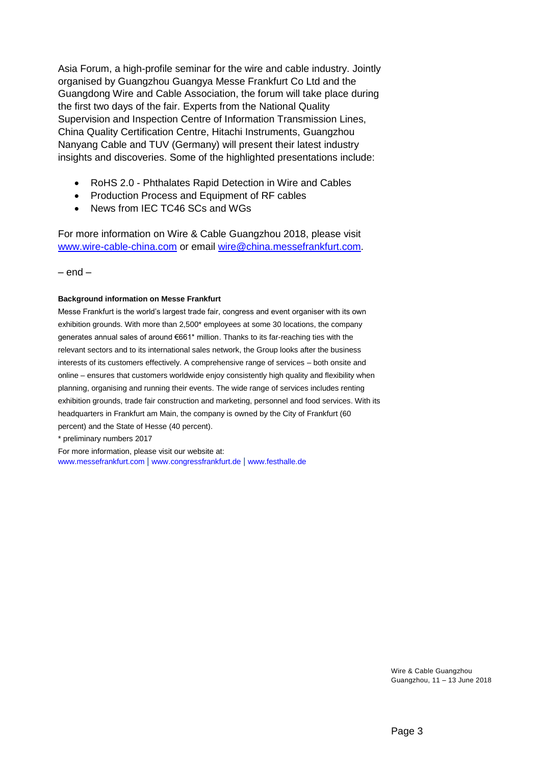Asia Forum, a high-profile seminar for the wire and cable industry. Jointly organised by Guangzhou Guangya Messe Frankfurt Co Ltd and the Guangdong Wire and Cable Association, the forum will take place during the first two days of the fair. Experts from the National Quality Supervision and Inspection Centre of Information Transmission Lines, China Quality Certification Centre, Hitachi Instruments, Guangzhou Nanyang Cable and TUV (Germany) will present their latest industry insights and discoveries. Some of the highlighted presentations include:

- RoHS 2.0 - Phthalates Rapid Detection in Wire and Cables
- Production Process and Equipment of RF cables
- News from IEC TC46 SCs and WGs

For more information on Wire & Cable Guangzhou 2018, please visit www.wire-cable-china.com or email wire@china.messefrankfurt.com.

– end –

**Background information on Messe Frankfurt**

Messe Frankfurt is the world's largest trade fair, congress and event organiser with its own exhibition grounds. With more than 2,500* employees at some 30 locations, the company generates annual sales of around €661* million. Thanks to its far-reaching ties with the relevant sectors and to its international sales network, the Group looks after the business interests of its customers effectively. A comprehensive range of services – both onsite and online – ensures that customers worldwide enjoy consistently high quality and flexibility when planning, organising and running their events. The wide range of services includes renting exhibition grounds, trade fair construction and marketing, personnel and food services. With its headquarters in Frankfurt am Main, the company is owned by the City of Frankfurt (60 percent) and the State of Hesse (40 percent).

* preliminary numbers 2017

For more information, please visit our website at:
www.messefrankfurt.com | www.congressfrankfurt.de | www.festhalle.de